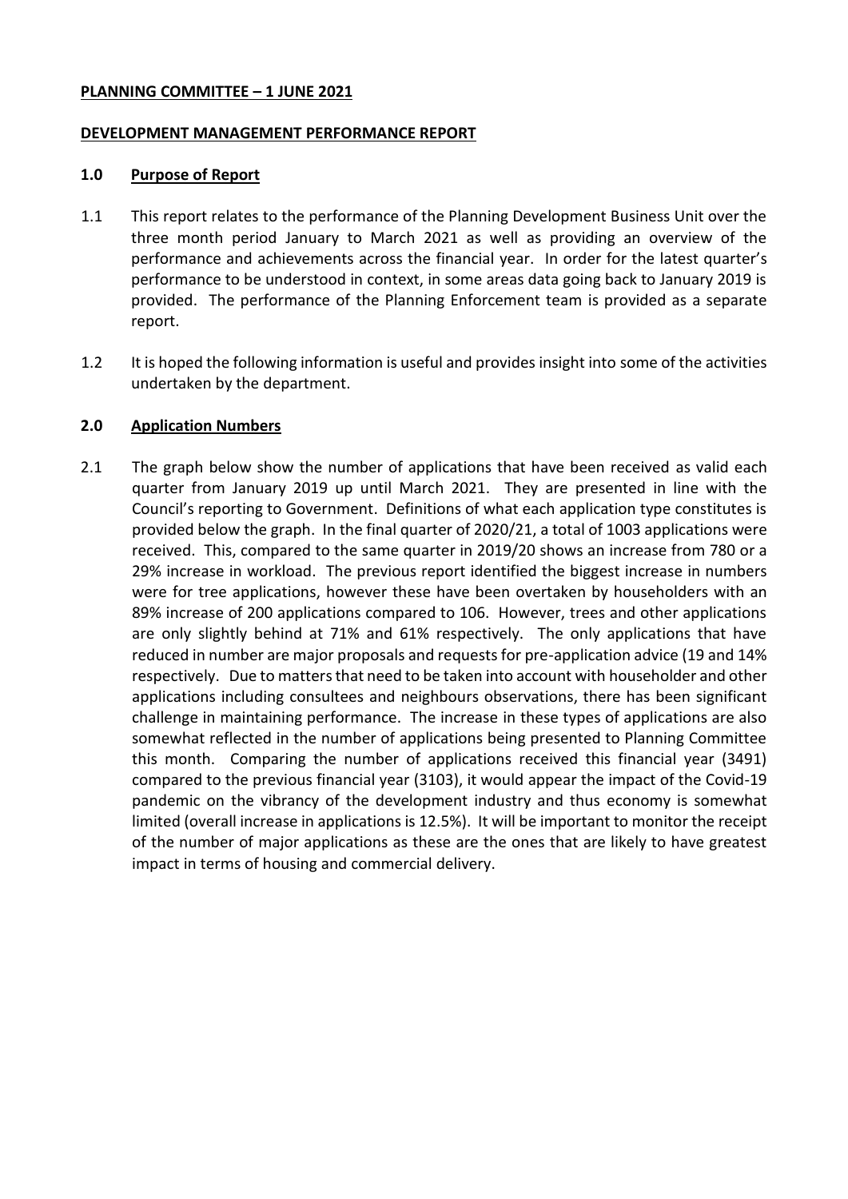**PLANNING COMMITTEE – 1 JUNE 2021**

**DEVELOPMENT MANAGEMENT PERFORMANCE REPORT**

## 1.0 Purpose of Report

1.1 This report relates to the performance of the Planning Development Business Unit over the three month period January to March 2021 as well as providing an overview of the performance and achievements across the financial year. In order for the latest quarter's performance to be understood in context, in some areas data going back to January 2019 is provided. The performance of the Planning Enforcement team is provided as a separate report.

1.2 It is hoped the following information is useful and provides insight into some of the activities undertaken by the department.

## 2.0 Application Numbers

2.1 The graph below show the number of applications that have been received as valid each quarter from January 2019 up until March 2021. They are presented in line with the Council's reporting to Government. Definitions of what each application type constitutes is provided below the graph. In the final quarter of 2020/21, a total of 1003 applications were received. This, compared to the same quarter in 2019/20 shows an increase from 780 or a 29% increase in workload. The previous report identified the biggest increase in numbers were for tree applications, however these have been overtaken by householders with an 89% increase of 200 applications compared to 106. However, trees and other applications are only slightly behind at 71% and 61% respectively. The only applications that have reduced in number are major proposals and requests for pre-application advice (19 and 14% respectively. Due to matters that need to be taken into account with householder and other applications including consultees and neighbours observations, there has been significant challenge in maintaining performance. The increase in these types of applications are also somewhat reflected in the number of applications being presented to Planning Committee this month. Comparing the number of applications received this financial year (3491) compared to the previous financial year (3103), it would appear the impact of the Covid-19 pandemic on the vibrancy of the development industry and thus economy is somewhat limited (overall increase in applications is 12.5%). It will be important to monitor the receipt of the number of major applications as these are the ones that are likely to have greatest impact in terms of housing and commercial delivery.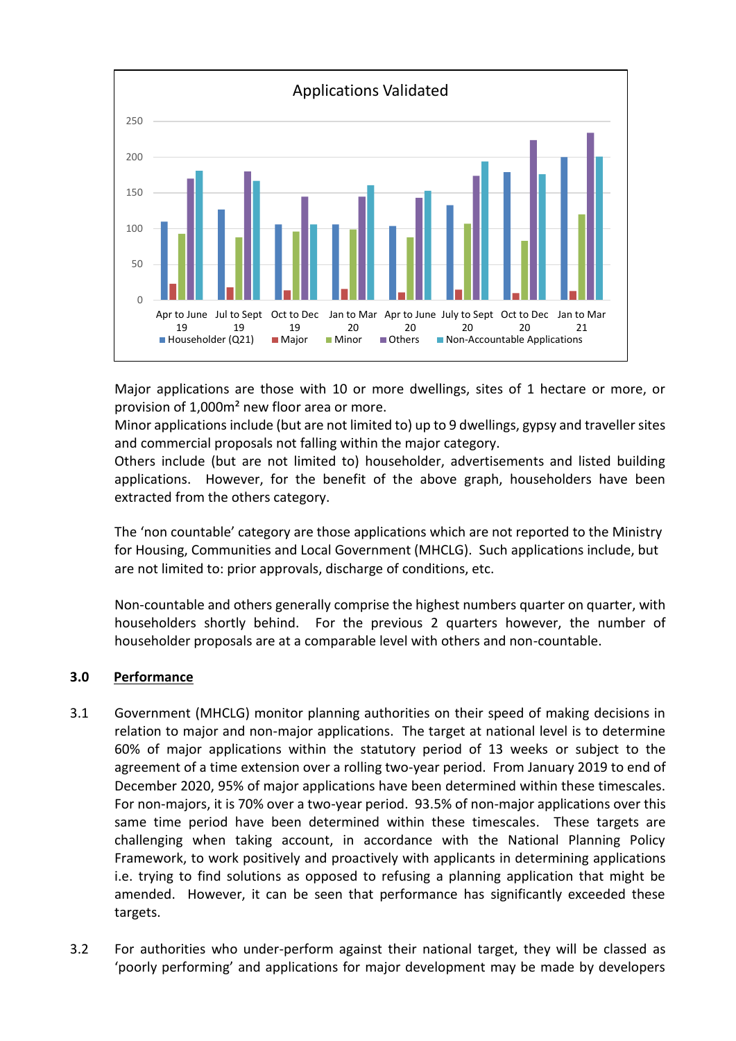Applications Validated

| | Householder (Q21) | Major | Minor | Others | Non-Accountable Applications |
|---|---|---|---|---|---|
| Apr to June 19 | 110 | 23 | 93 | 170 | 181 |
| Jul to Sept 19 | 127 | 18 | 88 | 180 | 167 |
| Oct to Dec 19 | 106 | 14 | 97 | 145 | 106 |
| Jan to Mar 20 | 106 | 16 | 99 | 145 | 161 |
| Apr to June 20 | 104 | 11 | 88 | 143 | 153 |
| July to Sept 20 | 133 | 15 | 107 | 174 | 194 |
| Oct to Dec 20 | 179 | 10 | 83 | 224 | 176 |
| Jan to Mar 21 | 200 | 13 | 120 | 234 | 200 |

Major applications are those with 10 or more dwellings, sites of 1 hectare or more, or provision of 1,000m² new floor area or more.
Minor applications include (but are not limited to) up to 9 dwellings, gypsy and traveller sites and commercial proposals not falling within the major category.
Others include (but are not limited to) householder, advertisements and listed building applications. However, for the benefit of the above graph, householders have been extracted from the others category.

The 'non countable' category are those applications which are not reported to the Ministry for Housing, Communities and Local Government (MHCLG). Such applications include, but are not limited to: prior approvals, discharge of conditions, etc.

Non-countable and others generally comprise the highest numbers quarter on quarter, with householders shortly behind. For the previous 2 quarters however, the number of householder proposals are at a comparable level with others and non-countable.

## 3.0 Performance

3.1 Government (MHCLG) monitor planning authorities on their speed of making decisions in relation to major and non-major applications. The target at national level is to determine 60% of major applications within the statutory period of 13 weeks or subject to the agreement of a time extension over a rolling two-year period. From January 2019 to end of December 2020, 95% of major applications have been determined within these timescales. For non-majors, it is 70% over a two-year period. 93.5% of non-major applications over this same time period have been determined within these timescales. These targets are challenging when taking account, in accordance with the National Planning Policy Framework, to work positively and proactively with applicants in determining applications i.e. trying to find solutions as opposed to refusing a planning application that might be amended. However, it can be seen that performance has significantly exceeded these targets.

3.2 For authorities who under-perform against their national target, they will be classed as 'poorly performing' and applications for major development may be made by developers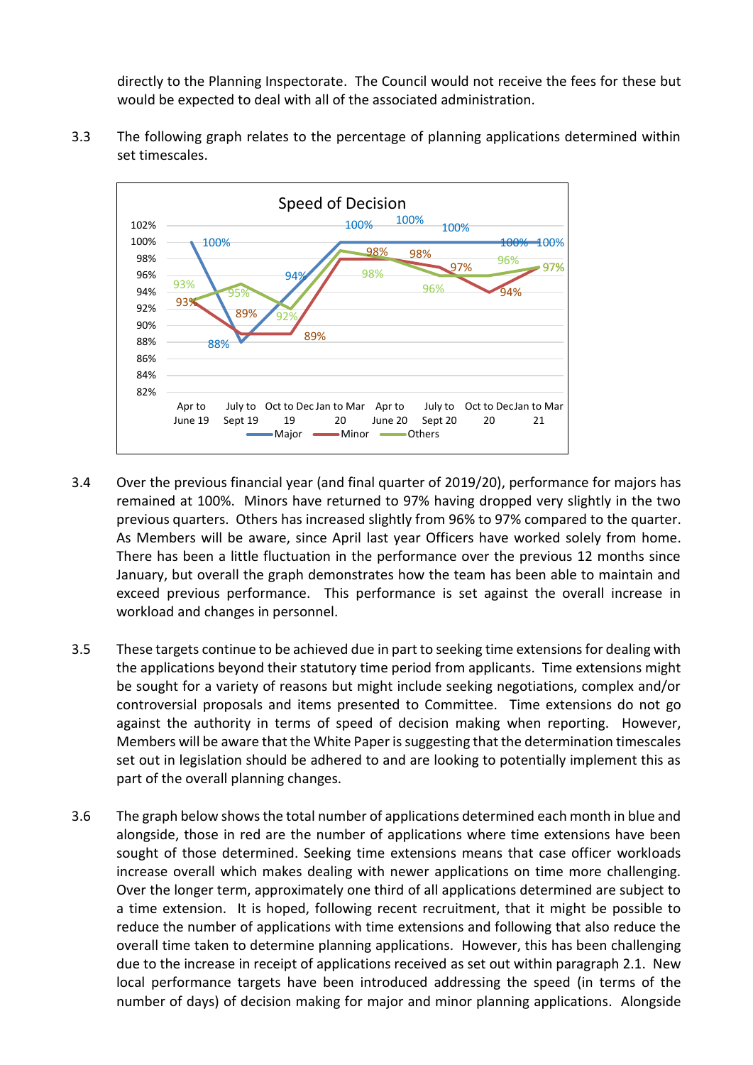directly to the Planning Inspectorate. The Council would not receive the fees for these but would be expected to deal with all of the associated administration.

3.3 The following graph relates to the percentage of planning applications determined within set timescales.

**Speed of Decision**

3.4 Over the previous financial year (and final quarter of 2019/20), performance for majors has remained at 100%. Minors have returned to 97% having dropped very slightly in the two previous quarters. Others has increased slightly from 96% to 97% compared to the quarter. As Members will be aware, since April last year Officers have worked solely from home. There has been a little fluctuation in the performance over the previous 12 months since January, but overall the graph demonstrates how the team has been able to maintain and exceed previous performance. This performance is set against the overall increase in workload and changes in personnel.

3.5 These targets continue to be achieved due in part to seeking time extensions for dealing with the applications beyond their statutory time period from applicants. Time extensions might be sought for a variety of reasons but might include seeking negotiations, complex and/or controversial proposals and items presented to Committee. Time extensions do not go against the authority in terms of speed of decision making when reporting. However, Members will be aware that the White Paper is suggesting that the determination timescales set out in legislation should be adhered to and are looking to potentially implement this as part of the overall planning changes.

3.6 The graph below shows the total number of applications determined each month in blue and alongside, those in red are the number of applications where time extensions have been sought of those determined. Seeking time extensions means that case officer workloads increase overall which makes dealing with newer applications on time more challenging. Over the longer term, approximately one third of all applications determined are subject to a time extension. It is hoped, following recent recruitment, that it might be possible to reduce the number of applications with time extensions and following that also reduce the overall time taken to determine planning applications. However, this has been challenging due to the increase in receipt of applications received as set out within paragraph 2.1. New local performance targets have been introduced addressing the speed (in terms of the number of days) of decision making for major and minor planning applications. Alongside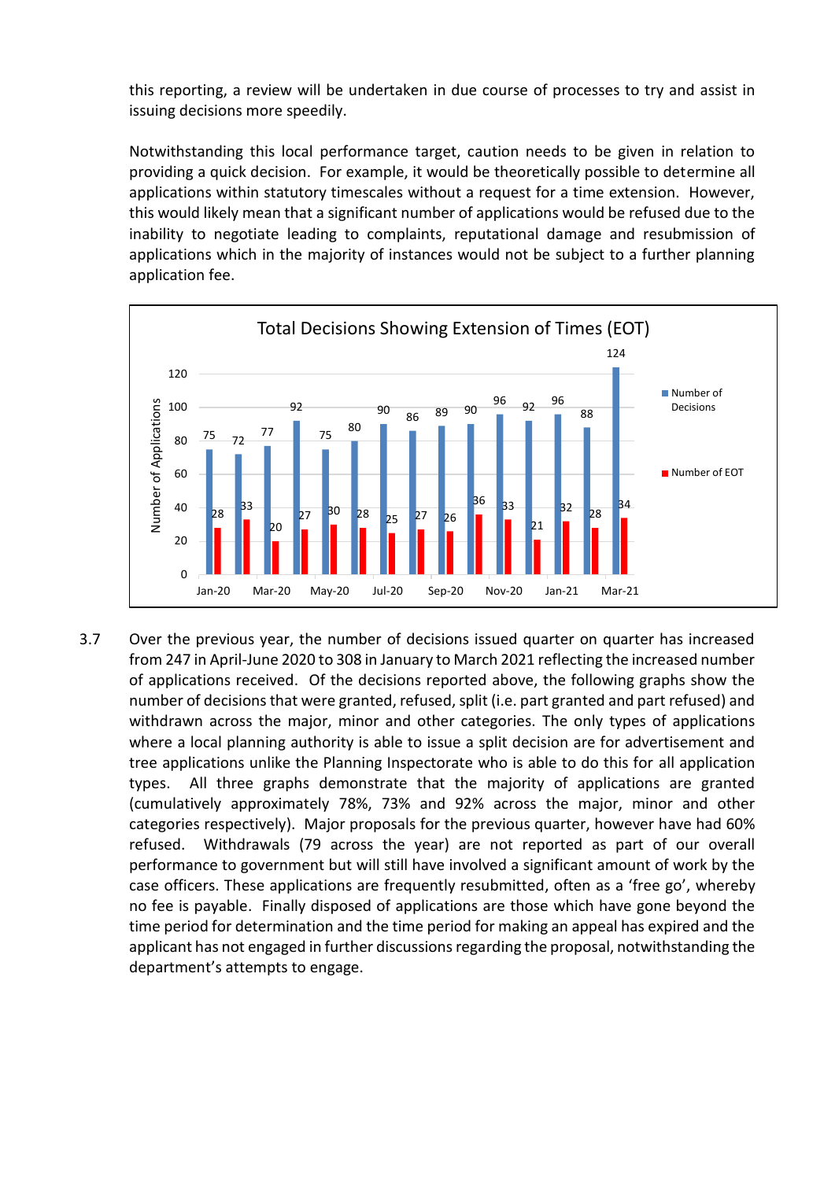this reporting, a review will be undertaken in due course of processes to try and assist in issuing decisions more speedily.

Notwithstanding this local performance target, caution needs to be given in relation to providing a quick decision. For example, it would be theoretically possible to determine all applications within statutory timescales without a request for a time extension. However, this would likely mean that a significant number of applications would be refused due to the inability to negotiate leading to complaints, reputational damage and resubmission of applications which in the majority of instances would not be subject to a further planning application fee.

**Total Decisions Showing Extension of Times (EOT)**

| Month | Number of Decisions | Number of EOT |
|---|---|---|
| Jan-20 | 75 | 28 |
| Feb-20 | 72 | 33 |
| Mar-20 | 77 | 20 |
| Apr-20 | 92 | 27 |
| May-20 | 75 | 30 |
| Jun-20 | 80 | 28 |
| Jul-20 | 90 | 25 |
| Aug-20 | 86 | 27 |
| Sep-20 | 89 | 26 |
| Oct-20 | 90 | 36 |
| Nov-20 | 96 | 33 |
| Dec-20 | 92 | 21 |
| Jan-21 | 96 | 32 |
| Feb-21 | 88 | 28 |
| Mar-21 | 124 | 34 |

3.7 Over the previous year, the number of decisions issued quarter on quarter has increased from 247 in April-June 2020 to 308 in January to March 2021 reflecting the increased number of applications received. Of the decisions reported above, the following graphs show the number of decisions that were granted, refused, split (i.e. part granted and part refused) and withdrawn across the major, minor and other categories. The only types of applications where a local planning authority is able to issue a split decision are for advertisement and tree applications unlike the Planning Inspectorate who is able to do this for all application types. All three graphs demonstrate that the majority of applications are granted (cumulatively approximately 78%, 73% and 92% across the major, minor and other categories respectively). Major proposals for the previous quarter, however have had 60% refused. Withdrawals (79 across the year) are not reported as part of our overall performance to government but will still have involved a significant amount of work by the case officers. These applications are frequently resubmitted, often as a 'free go', whereby no fee is payable. Finally disposed of applications are those which have gone beyond the time period for determination and the time period for making an appeal has expired and the applicant has not engaged in further discussions regarding the proposal, notwithstanding the department's attempts to engage.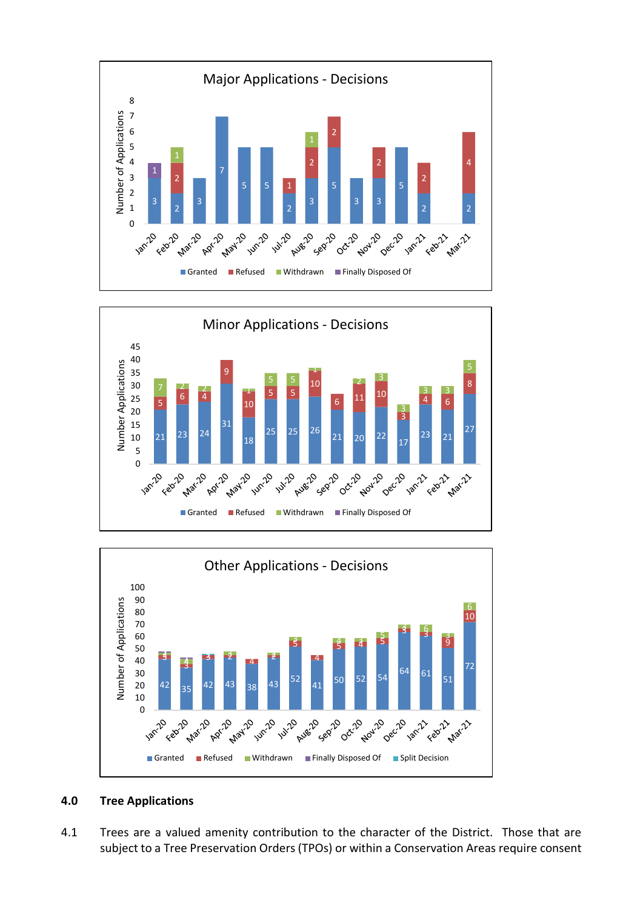**Major Applications - Decisions**

| Month | Granted | Refused | Withdrawn | Finally Disposed Of |
|---|---|---|---|---|
| Jan-20 | 3 | | | 1 |
| Feb-20 | 2 | 2 | 1 | |
| Mar-20 | 3 | | | |
| Apr-20 | 7 | | | |
| May-20 | 5 | | | |
| Jun-20 | 5 | | | |
| Jul-20 | 2 | 1 | | |
| Aug-20 | 3 | 2 | 1 | |
| Sep-20 | 5 | 2 | | |
| Oct-20 | 3 | | | |
| Nov-20 | 3 | 2 | | |
| Dec-20 | 5 | | | |
| Jan-21 | 2 | 2 | | |
| Feb-21 | | | | |
| Mar-21 | 2 | 4 | | |

**Minor Applications - Decisions**

| Month | Granted | Refused | Withdrawn | Finally Disposed Of |
|---|---|---|---|---|
| Jan-20 | 21 | 5 | 7 | |
| Feb-20 | 23 | 6 | 2 | |
| Mar-20 | 24 | 4 | 2 | |
| Apr-20 | 31 | 9 | | |
| May-20 | 18 | 10 | 1 | |
| Jun-20 | 25 | 5 | 5 | |
| Jul-20 | 25 | 5 | 5 | |
| Aug-20 | 26 | 10 | 1 | |
| Sep-20 | 21 | 6 | | |
| Oct-20 | 20 | 11 | 2 | |
| Nov-20 | 22 | 10 | 3 | |
| Dec-20 | 17 | 3 | 3 | |
| Jan-21 | 23 | 4 | 3 | |
| Feb-21 | 21 | 6 | 3 | |
| Mar-21 | 27 | 8 | 5 | |

**Other Applications - Decisions**

| Month | Granted | Refused | Withdrawn |
|---|---|---|---|
| Jan-20 | 42 | 3 | |
| Feb-20 | 35 | 3 | 4 |
| Mar-20 | 42 | 3 | |
| Apr-20 | 43 | 2 | 3 |
| May-20 | 38 | 4 | |
| Jun-20 | 43 | 2 | 2 |
| Jul-20 | 52 | 5 | 3 |
| Aug-20 | 41 | 4 | |
| Sep-20 | 50 | 5 | 4 |
| Oct-20 | 52 | 4 | 3 |
| Nov-20 | 54 | 5 | 5 |
| Dec-20 | 64 | 3 | 4 |
| Jan-21 | 61 | 3 | 6 |
| Feb-21 | 51 | 9 | 3 |
| Mar-21 | 72 | 10 | 6 |

## 4.0 Tree Applications

4.1 Trees are a valued amenity contribution to the character of the District. Those that are subject to a Tree Preservation Orders (TPOs) or within a Conservation Areas require consent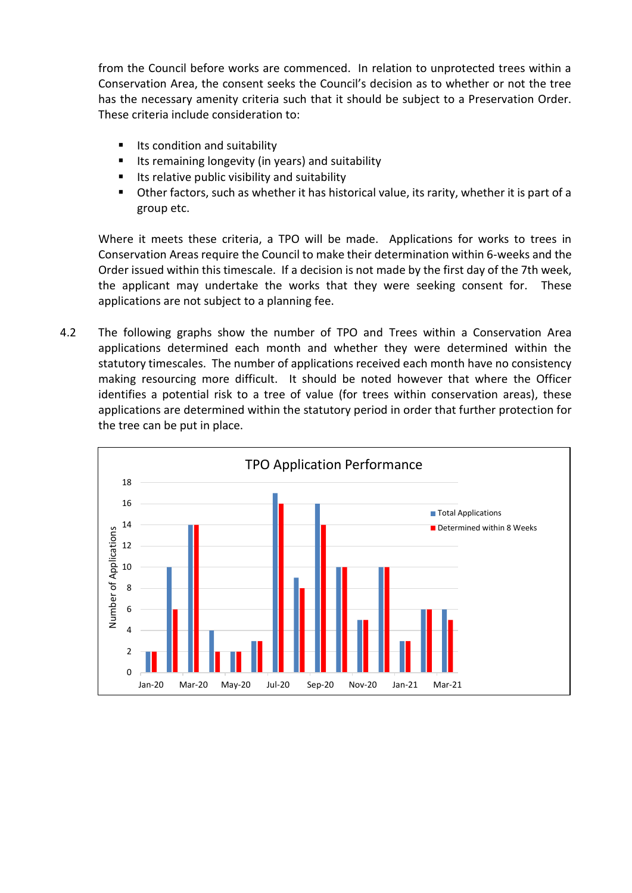from the Council before works are commenced. In relation to unprotected trees within a Conservation Area, the consent seeks the Council's decision as to whether or not the tree has the necessary amenity criteria such that it should be subject to a Preservation Order. These criteria include consideration to:

- Its condition and suitability
- Its remaining longevity (in years) and suitability
- Its relative public visibility and suitability
- Other factors, such as whether it has historical value, its rarity, whether it is part of a group etc.

Where it meets these criteria, a TPO will be made. Applications for works to trees in Conservation Areas require the Council to make their determination within 6-weeks and the Order issued within this timescale. If a decision is not made by the first day of the 7th week, the applicant may undertake the works that they were seeking consent for. These applications are not subject to a planning fee.

4.2 The following graphs show the number of TPO and Trees within a Conservation Area applications determined each month and whether they were determined within the statutory timescales. The number of applications received each month have no consistency making resourcing more difficult. It should be noted however that where the Officer identifies a potential risk to a tree of value (for trees within conservation areas), these applications are determined within the statutory period in order that further protection for the tree can be put in place.

**TPO Application Performance**

| Month | Total Applications | Determined within 8 Weeks |
|---|---|---|
| Jan-20 | 2 | 2 |
| Feb-20 | 10 | 6 |
| Mar-20 | 14 | 14 |
| Apr-20 | 4 | 2 |
| May-20 | 2 | 2 |
| Jun-20 | 3 | 3 |
| Jul-20 | 17 | 16 |
| Aug-20 | 9 | 8 |
| Sep-20 | 16 | 14 |
| Oct-20 | 10 | 10 |
| Nov-20 | 5 | 5 |
| Dec-20 | 10 | 10 |
| Jan-21 | 3 | 3 |
| Feb-21 | 6 | 6 |
| Mar-21 | 6 | 5 |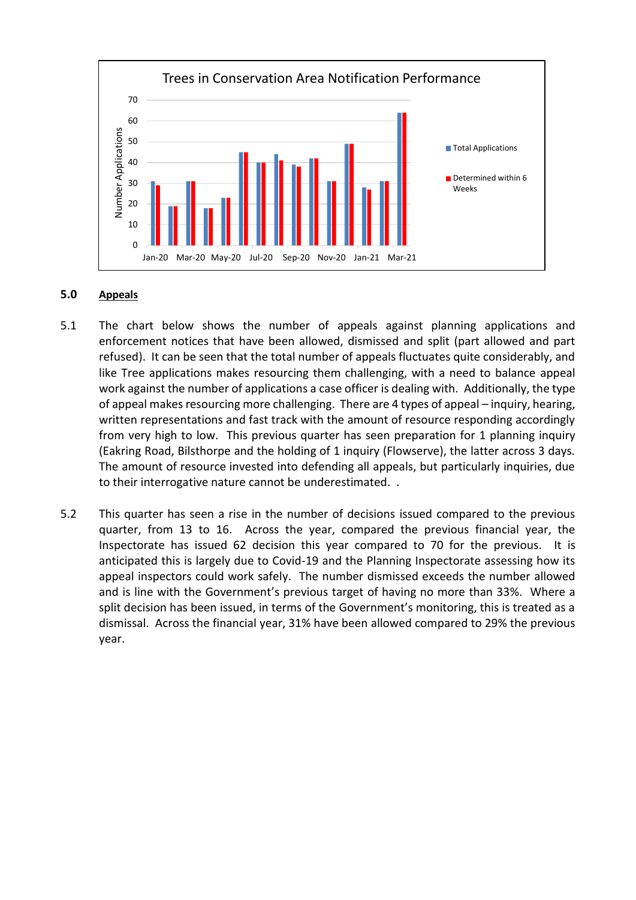Trees in Conservation Area Notification Performance

## 5.0 Appeals

5.1 The chart below shows the number of appeals against planning applications and enforcement notices that have been allowed, dismissed and split (part allowed and part refused). It can be seen that the total number of appeals fluctuates quite considerably, and like Tree applications makes resourcing them challenging, with a need to balance appeal work against the number of applications a case officer is dealing with. Additionally, the type of appeal makes resourcing more challenging. There are 4 types of appeal – inquiry, hearing, written representations and fast track with the amount of resource responding accordingly from very high to low. This previous quarter has seen preparation for 1 planning inquiry (Eakring Road, Bilsthorpe and the holding of 1 inquiry (Flowserve), the latter across 3 days. The amount of resource invested into defending all appeals, but particularly inquiries, due to their interrogative nature cannot be underestimated. .

5.2 This quarter has seen a rise in the number of decisions issued compared to the previous quarter, from 13 to 16. Across the year, compared the previous financial year, the Inspectorate has issued 62 decision this year compared to 70 for the previous. It is anticipated this is largely due to Covid-19 and the Planning Inspectorate assessing how its appeal inspectors could work safely. The number dismissed exceeds the number allowed and is line with the Government's previous target of having no more than 33%. Where a split decision has been issued, in terms of the Government's monitoring, this is treated as a dismissal. Across the financial year, 31% have been allowed compared to 29% the previous year.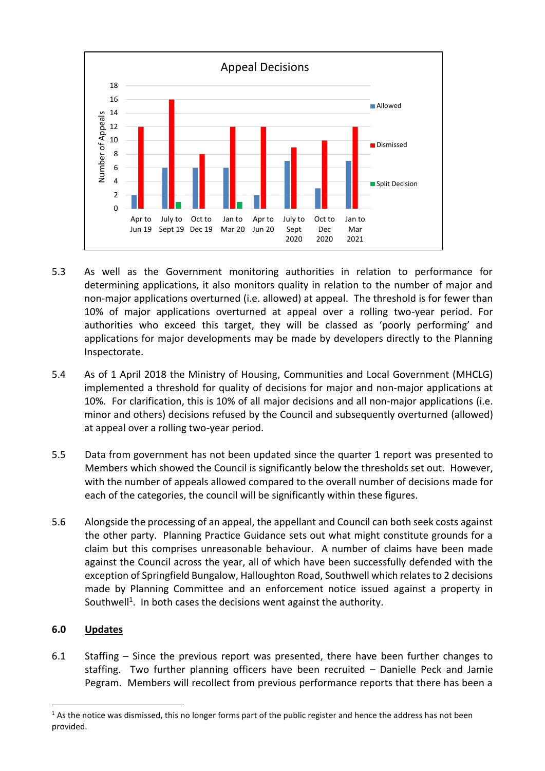**Appeal Decisions**

| Period | Allowed | Dismissed | Split Decision |
|---|---|---|---|
| Apr to Jun 19 | 2 | 12 | 0 |
| July to Sept 19 | 6 | 16 | 1 |
| Oct to Dec 19 | 6 | 8 | 0 |
| Jan to Mar 20 | 6 | 12 | 1 |
| Apr to Jun 20 | 2 | 12 | 0 |
| July to Sept 2020 | 7 | 9 | 0 |
| Oct to Dec 2020 | 3 | 10 | 0 |
| Jan to Mar 2021 | 7 | 12 | 0 |

5.3 As well as the Government monitoring authorities in relation to performance for determining applications, it also monitors quality in relation to the number of major and non-major applications overturned (i.e. allowed) at appeal. The threshold is for fewer than 10% of major applications overturned at appeal over a rolling two-year period. For authorities who exceed this target, they will be classed as 'poorly performing' and applications for major developments may be made by developers directly to the Planning Inspectorate.

5.4 As of 1 April 2018 the Ministry of Housing, Communities and Local Government (MHCLG) implemented a threshold for quality of decisions for major and non-major applications at 10%. For clarification, this is 10% of all major decisions and all non-major applications (i.e. minor and others) decisions refused by the Council and subsequently overturned (allowed) at appeal over a rolling two-year period.

5.5 Data from government has not been updated since the quarter 1 report was presented to Members which showed the Council is significantly below the thresholds set out. However, with the number of appeals allowed compared to the overall number of decisions made for each of the categories, the council will be significantly within these figures.

5.6 Alongside the processing of an appeal, the appellant and Council can both seek costs against the other party. Planning Practice Guidance sets out what might constitute grounds for a claim but this comprises unreasonable behaviour. A number of claims have been made against the Council across the year, all of which have been successfully defended with the exception of Springfield Bungalow, Halloughton Road, Southwell which relates to 2 decisions made by Planning Committee and an enforcement notice issued against a property in Southwell[1]. In both cases the decisions went against the authority.

## 6.0 Updates

6.1 Staffing – Since the previous report was presented, there have been further changes to staffing. Two further planning officers have been recruited – Danielle Peck and Jamie Pegram. Members will recollect from previous performance reports that there has been a

[1] As the notice was dismissed, this no longer forms part of the public register and hence the address has not been provided.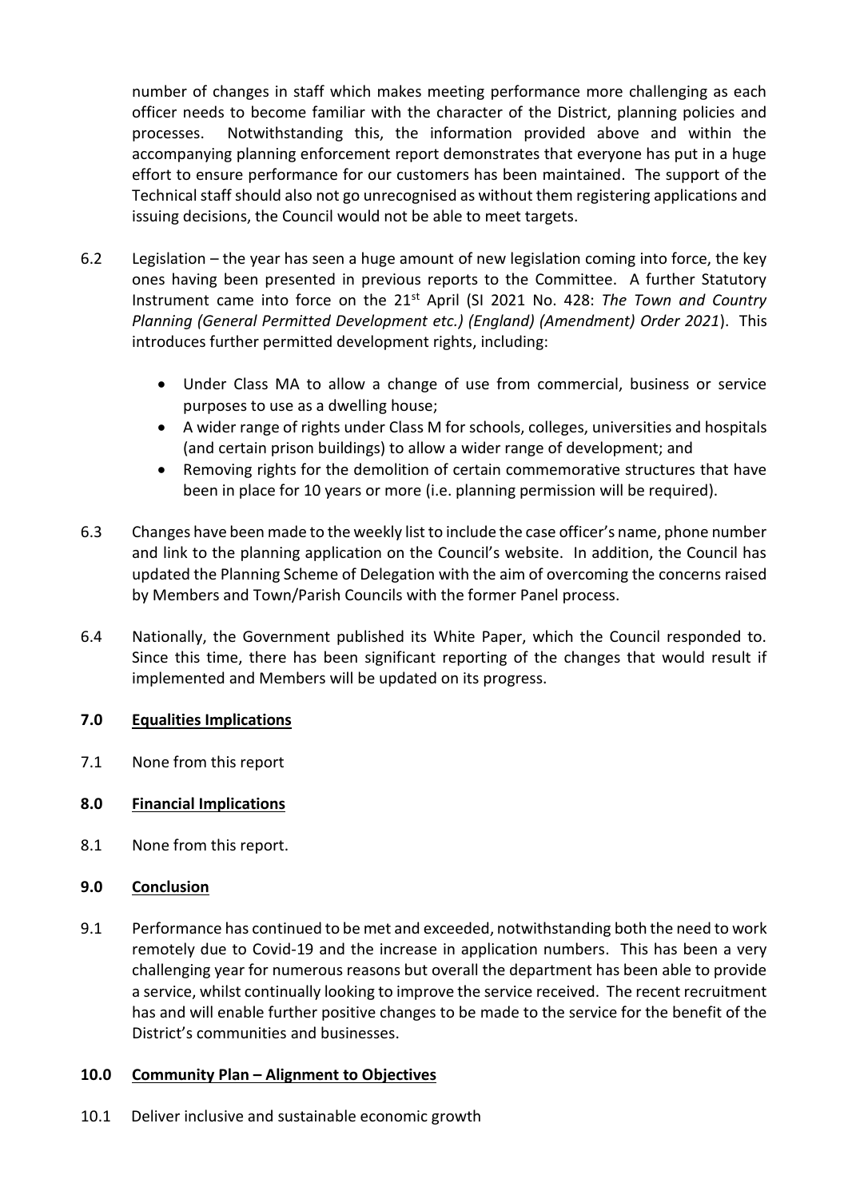number of changes in staff which makes meeting performance more challenging as each officer needs to become familiar with the character of the District, planning policies and processes. Notwithstanding this, the information provided above and within the accompanying planning enforcement report demonstrates that everyone has put in a huge effort to ensure performance for our customers has been maintained. The support of the Technical staff should also not go unrecognised as without them registering applications and issuing decisions, the Council would not be able to meet targets.

6.2 Legislation – the year has seen a huge amount of new legislation coming into force, the key ones having been presented in previous reports to the Committee. A further Statutory Instrument came into force on the 21st April (SI 2021 No. 428: *The Town and Country Planning (General Permitted Development etc.) (England) (Amendment) Order 2021*). This introduces further permitted development rights, including:

- Under Class MA to allow a change of use from commercial, business or service purposes to use as a dwelling house;
- A wider range of rights under Class M for schools, colleges, universities and hospitals (and certain prison buildings) to allow a wider range of development; and
- Removing rights for the demolition of certain commemorative structures that have been in place for 10 years or more (i.e. planning permission will be required).

6.3 Changes have been made to the weekly list to include the case officer's name, phone number and link to the planning application on the Council's website. In addition, the Council has updated the Planning Scheme of Delegation with the aim of overcoming the concerns raised by Members and Town/Parish Councils with the former Panel process.

6.4 Nationally, the Government published its White Paper, which the Council responded to. Since this time, there has been significant reporting of the changes that would result if implemented and Members will be updated on its progress.

## 7.0 Equalities Implications

7.1 None from this report

## 8.0 Financial Implications

8.1 None from this report.

## 9.0 Conclusion

9.1 Performance has continued to be met and exceeded, notwithstanding both the need to work remotely due to Covid-19 and the increase in application numbers. This has been a very challenging year for numerous reasons but overall the department has been able to provide a service, whilst continually looking to improve the service received. The recent recruitment has and will enable further positive changes to be made to the service for the benefit of the District's communities and businesses.

## 10.0 Community Plan – Alignment to Objectives

10.1 Deliver inclusive and sustainable economic growth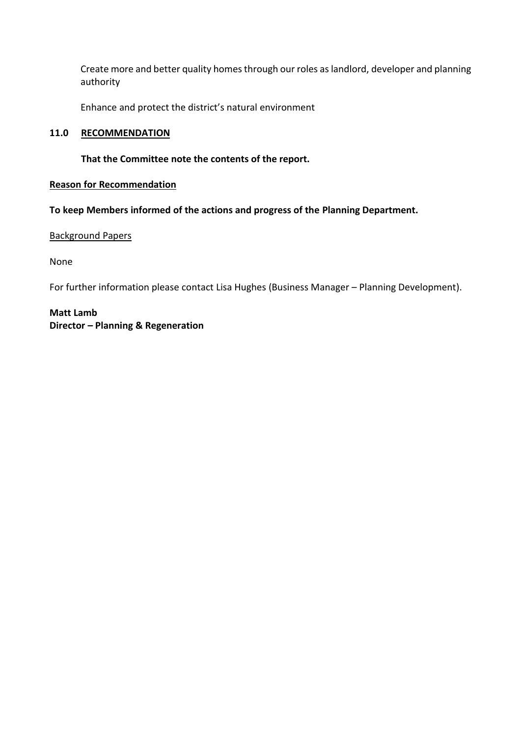Create more and better quality homes through our roles as landlord, developer and planning authority

Enhance and protect the district's natural environment

## 11.0 RECOMMENDATION

**That the Committee note the contents of the report.**

**Reason for Recommendation**

**To keep Members informed of the actions and progress of the Planning Department.**

Background Papers

None

For further information please contact Lisa Hughes (Business Manager – Planning Development).

**Matt Lamb**
**Director – Planning & Regeneration**